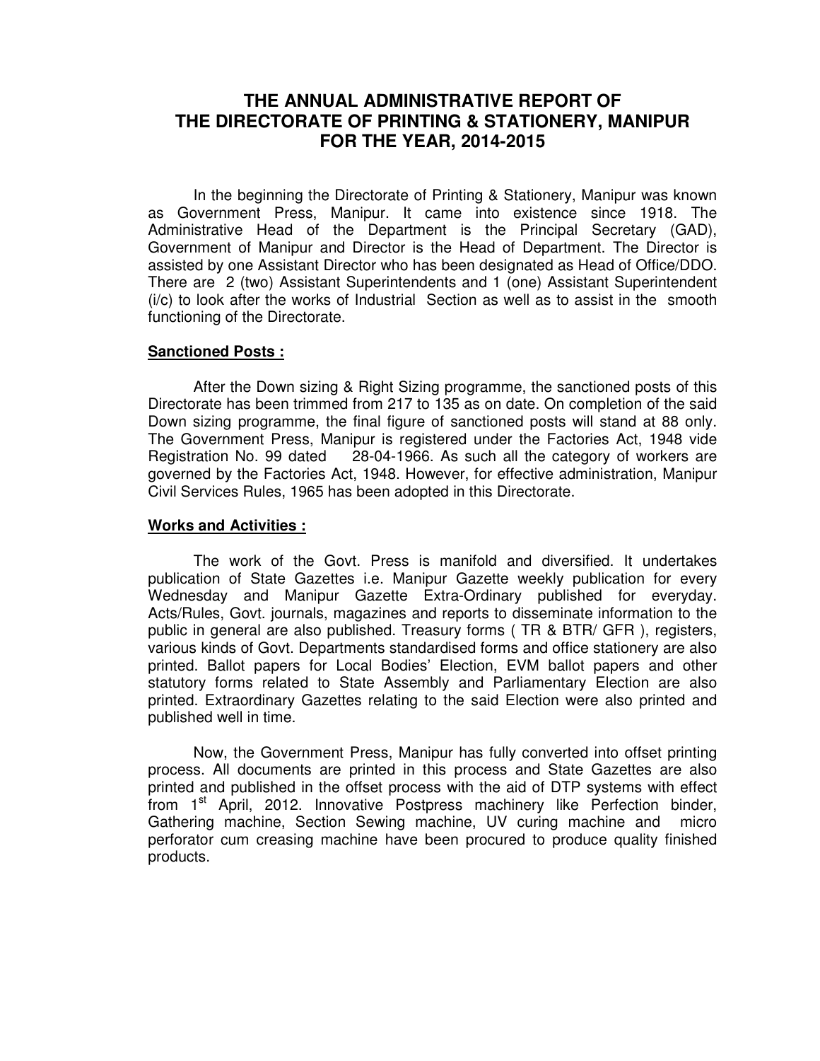# THE ANNUAL ADMINISTRATIVE REPORT OF THE DIRECTORATE OF PRINTING & STATIONERY, MANIPUR FOR THE YEAR, 2014-2015

In the beginning the Directorate of Printing & Stationery, Manipur was known as Government Press, Manipur. It came into existence since 1918. The Administrative Head of the Department is the Principal Secretary (GAD), Government of Manipur and Director is the Head of Department. The Director is assisted by one Assistant Director who has been designated as Head of Office/DDO. There are 2 (two) Assistant Superintendents and 1 (one) Assistant Superintendent (i/c) to look after the works of Industrial Section as well as to assist in the smooth functioning of the Directorate.

**Sanctioned Posts :**

After the Down sizing & Right Sizing programme, the sanctioned posts of this Directorate has been trimmed from 217 to 135 as on date. On completion of the said Down sizing programme, the final figure of sanctioned posts will stand at 88 only. The Government Press, Manipur is registered under the Factories Act, 1948 vide Registration No. 99 dated 28-04-1966. As such all the category of workers are governed by the Factories Act, 1948. However, for effective administration, Manipur Civil Services Rules, 1965 has been adopted in this Directorate.

**Works and Activities :**

The work of the Govt. Press is manifold and diversified. It undertakes publication of State Gazettes i.e. Manipur Gazette weekly publication for every Wednesday and Manipur Gazette Extra-Ordinary published for everyday. Acts/Rules, Govt. journals, magazines and reports to disseminate information to the public in general are also published. Treasury forms ( TR & BTR/ GFR ), registers, various kinds of Govt. Departments standardised forms and office stationery are also printed. Ballot papers for Local Bodies' Election, EVM ballot papers and other statutory forms related to State Assembly and Parliamentary Election are also printed. Extraordinary Gazettes relating to the said Election were also printed and published well in time.

Now, the Government Press, Manipur has fully converted into offset printing process. All documents are printed in this process and State Gazettes are also printed and published in the offset process with the aid of DTP systems with effect from 1st April, 2012. Innovative Postpress machinery like Perfection binder, Gathering machine, Section Sewing machine, UV curing machine and micro perforator cum creasing machine have been procured to produce quality finished products.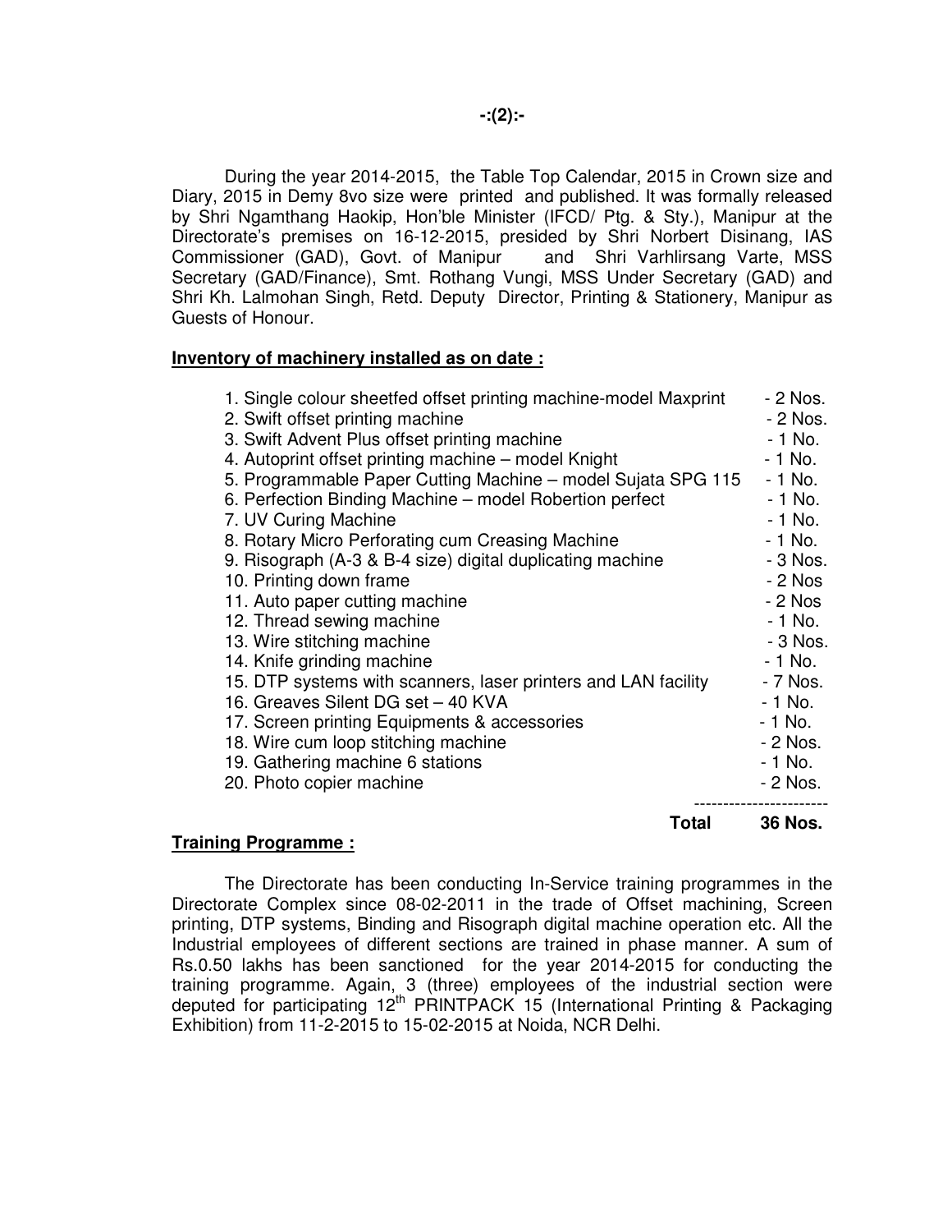During the year 2014-2015, the Table Top Calendar, 2015 in Crown size and Diary, 2015 in Demy 8vo size were printed and published. It was formally released by Shri Ngamthang Haokip, Hon'ble Minister (IFCD/ Ptg. & Sty.), Manipur at the Directorate's premises on 16-12-2015, presided by Shri Norbert Disinang, IAS Commissioner (GAD), Govt. of Manipur and Shri Varhlirsang Varte, MSS Secretary (GAD/Finance), Smt. Rothang Vungi, MSS Under Secretary (GAD) and Shri Kh. Lalmohan Singh, Retd. Deputy Director, Printing & Stationery, Manipur as Guests of Honour.

**Inventory of machinery installed as on date :**

| | |
|---|---|
| 1. Single colour sheetfed offset printing machine-model Maxprint | - 2 Nos. |
| 2. Swift offset printing machine | - 2 Nos. |
| 3. Swift Advent Plus offset printing machine | - 1 No. |
| 4. Autoprint offset printing machine – model Knight | - 1 No. |
| 5. Programmable Paper Cutting Machine – model Sujata SPG 115 | - 1 No. |
| 6. Perfection Binding Machine – model Robertion perfect | - 1 No. |
| 7. UV Curing Machine | - 1 No. |
| 8. Rotary Micro Perforating cum Creasing Machine | - 1 No. |
| 9. Risograph (A-3 & B-4 size) digital duplicating machine | - 3 Nos. |
| 10. Printing down frame | - 2 Nos |
| 11. Auto paper cutting machine | - 2 Nos |
| 12. Thread sewing machine | - 1 No. |
| 13. Wire stitching machine | - 3 Nos. |
| 14. Knife grinding machine | - 1 No. |
| 15. DTP systems with scanners, laser printers and LAN facility | - 7 Nos. |
| 16. Greaves Silent DG set – 40 KVA | - 1 No. |
| 17. Screen printing Equipments & accessories | - 1 No. |
| 18. Wire cum loop stitching machine | - 2 Nos. |
| 19. Gathering machine 6 stations | - 1 No. |
| 20. Photo copier machine | - 2 Nos. |
| **Total** | **36 Nos.** |

**Training Programme :**

The Directorate has been conducting In-Service training programmes in the Directorate Complex since 08-02-2011 in the trade of Offset machining, Screen printing, DTP systems, Binding and Risograph digital machine operation etc. All the Industrial employees of different sections are trained in phase manner. A sum of Rs.0.50 lakhs has been sanctioned for the year 2014-2015 for conducting the training programme. Again, 3 (three) employees of the industrial section were deputed for participating 12th PRINTPACK 15 (International Printing & Packaging Exhibition) from 11-2-2015 to 15-02-2015 at Noida, NCR Delhi.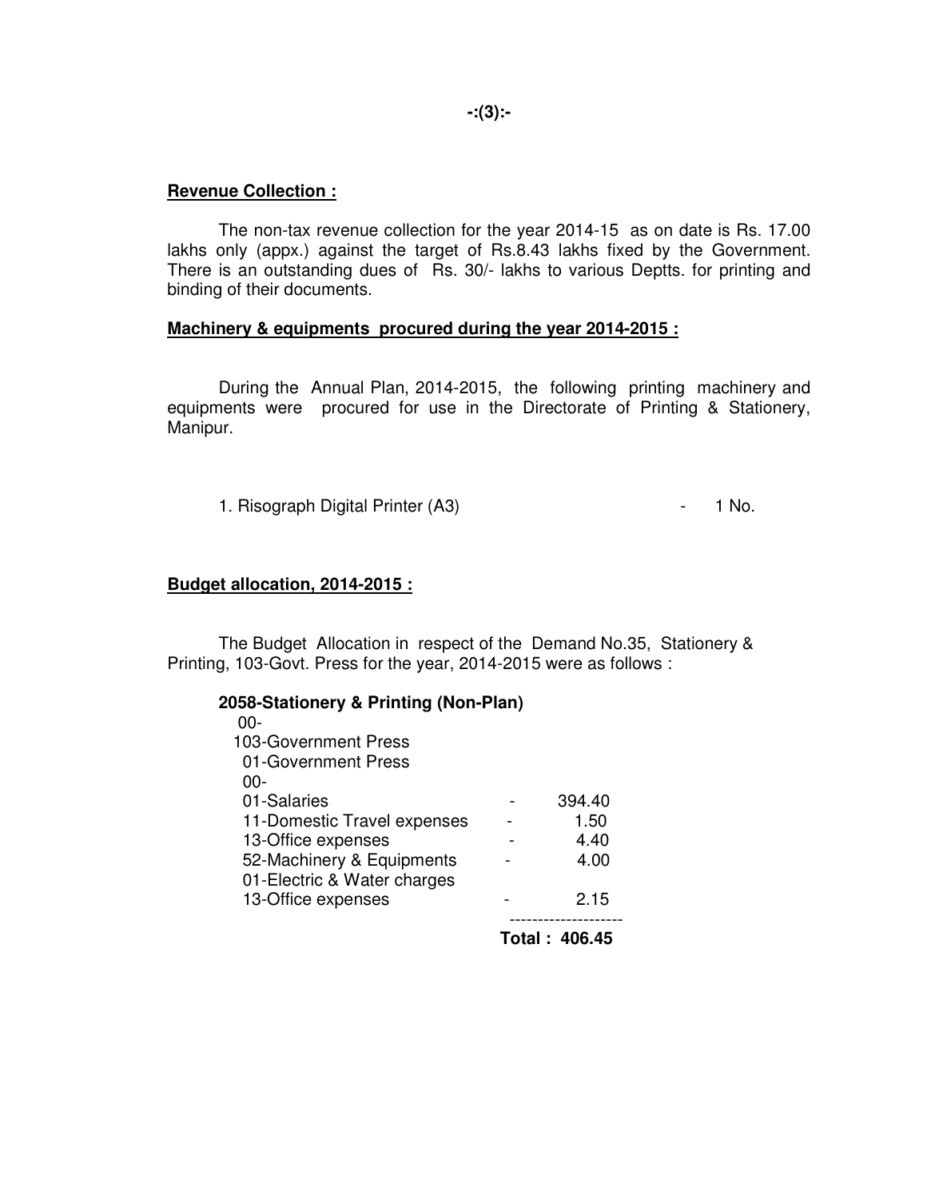**Revenue Collection :**

The non-tax revenue collection for the year 2014-15 as on date is Rs. 17.00 lakhs only (appx.) against the target of Rs.8.43 lakhs fixed by the Government. There is an outstanding dues of Rs. 30/- lakhs to various Deptts. for printing and binding of their documents.

**Machinery & equipments procured during the year 2014-2015 :**

During the Annual Plan, 2014-2015, the following printing machinery and equipments were procured for use in the Directorate of Printing & Stationery, Manipur.

1. Risograph Digital Printer (A3) - 1 No.

**Budget allocation, 2014-2015 :**

The Budget Allocation in respect of the Demand No.35, Stationery & Printing, 103-Govt. Press for the year, 2014-2015 were as follows :

**2058-Stationery & Printing (Non-Plan)**

| Head | | Amount |
|---|---|---|
| 00- | | |
| 103-Government Press | | |
| 01-Government Press | | |
| 00- | | |
| 01-Salaries | - | 394.40 |
| 11-Domestic Travel expenses | - | 1.50 |
| 13-Office expenses | - | 4.40 |
| 52-Machinery & Equipments | - | 4.00 |
| 01-Electric & Water charges | | |
| 13-Office expenses | - | 2.15 |
| | **Total :** | **406.45** |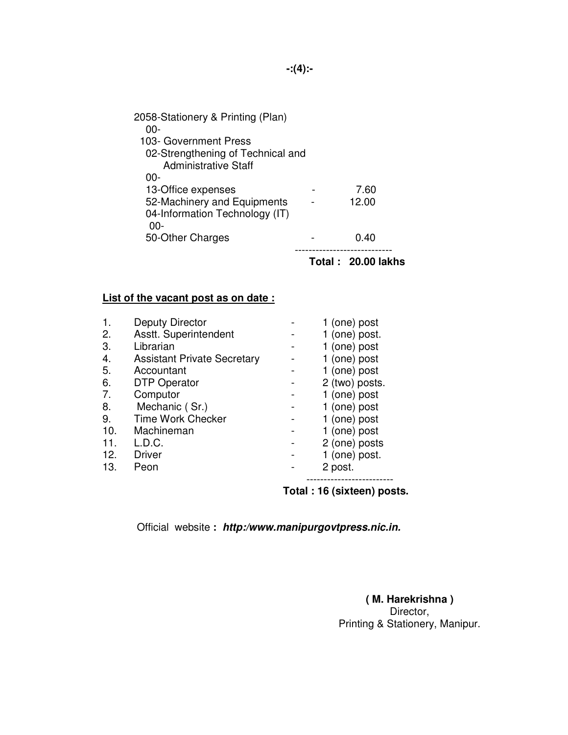2058-Stationery & Printing (Plan)
00-
103- Government Press
02-Strengthening of Technical and Administrative Staff
00-

| | | |
|---|---|---|
| 13-Office expenses | - | 7.60 |
| 52-Machinery and Equipments | - | 12.00 |
| 04-Information Technology (IT) | | |
| 00- | | |
| 50-Other Charges | - | 0.40 |
| | **Total :** | **20.00 lakhs** |

**List of the vacant post as on date :**

| | | | |
|---|---|---|---|
| 1. | Deputy Director | - | 1 (one) post |
| 2. | Asstt. Superintendent | - | 1 (one) post. |
| 3. | Librarian | - | 1 (one) post |
| 4. | Assistant Private Secretary | - | 1 (one) post |
| 5. | Accountant | - | 1 (one) post |
| 6. | DTP Operator | - | 2 (two) posts. |
| 7. | Computor | - | 1 (one) post |
| 8. | Mechanic ( Sr.) | - | 1 (one) post |
| 9. | Time Work Checker | - | 1 (one) post |
| 10. | Machineman | - | 1 (one) post |
| 11. | L.D.C. | - | 2 (one) posts |
| 12. | Driver | - | 1 (one) post. |
| 13. | Peon | - | 2 post. |
| | | | **Total : 16 (sixteen) posts.** |

Official website **:** ***http:/www.manipurgovtpress.nic.in.***

**( M. Harekrishna )**
Director,
Printing & Stationery, Manipur.